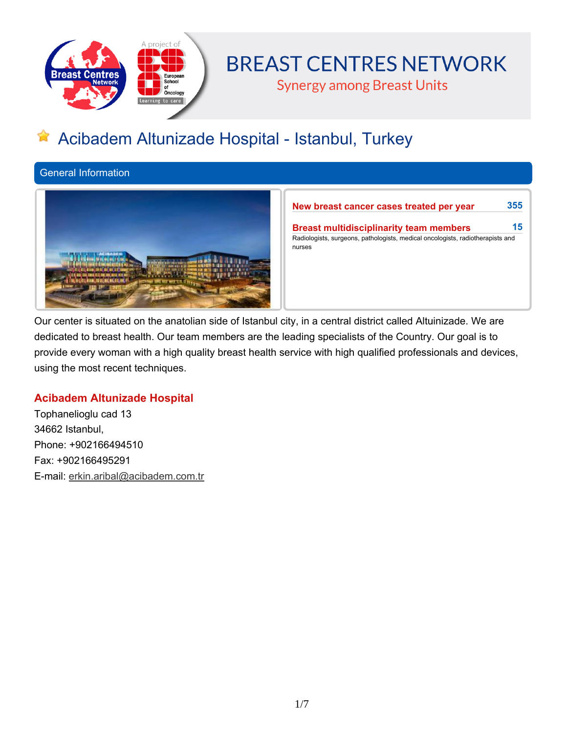BREAST CENTRES NETWORK

Synergy among Breast Units

# Acibadem Altunizade Hospital - Istanbul, Turkey

## General Information

**New breast cancer cases treated per year** 355

**Breast multidisciplinarity team members** 15

Radiologists, surgeons, pathologists, medical oncologists, radiotherapists and nurses

Our center is situated on the anatolian side of Istanbul city, in a central district called Altuinizade. We are dedicated to breast health. Our team members are the leading specialists of the Country. Our goal is to provide every woman with a high quality breast health service with high qualified professionals and devices, using the most recent techniques.

### Acibadem Altunizade Hospital

Tophanelioglu cad 13
34662 Istanbul,
Phone: +902166494510
Fax: +902166495291
E-mail: erkin.aribal@acibadem.com.tr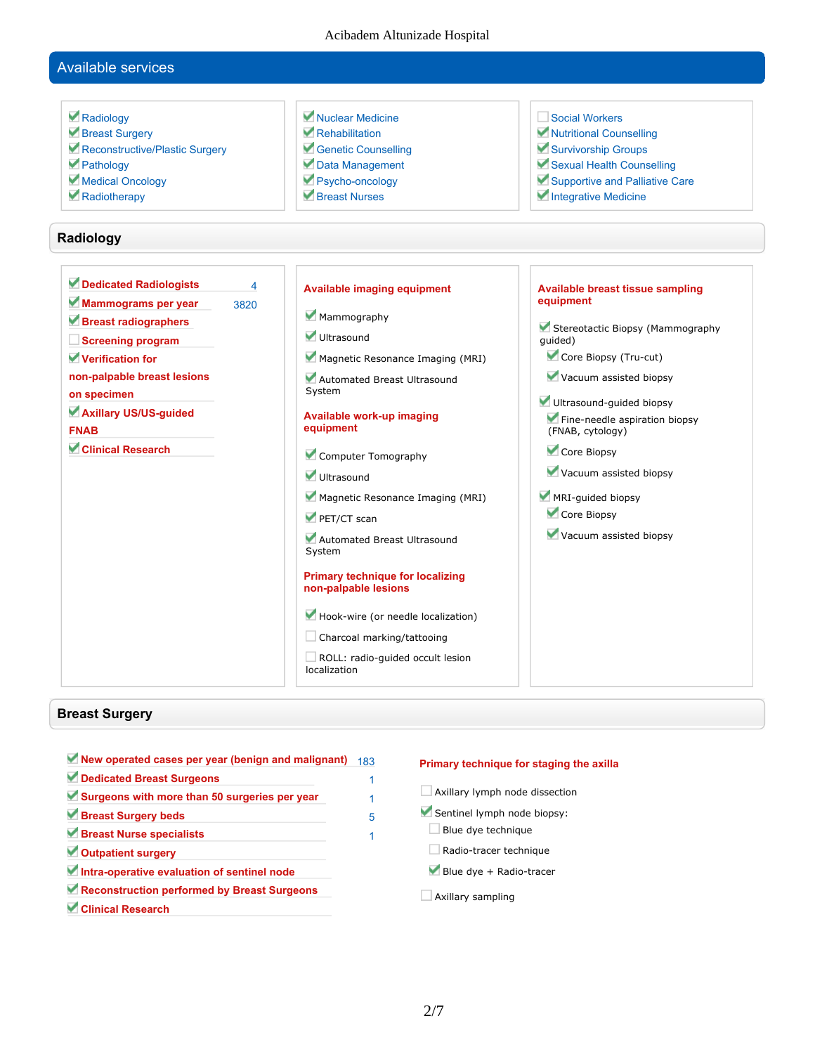## Available services

- [x] Radiology
- [x] Breast Surgery
- [x] Reconstructive/Plastic Surgery
- [x] Pathology
- [x] Medical Oncology
- [x] Radiotherapy
- [x] Nuclear Medicine
- [x] Rehabilitation
- [x] Genetic Counselling
- [x] Data Management
- [x] Psycho-oncology
- [x] Breast Nurses
- [ ] Social Workers
- [x] Nutritional Counselling
- [x] Survivorship Groups
- [x] Sexual Health Counselling
- [x] Supportive and Palliative Care
- [x] Integrative Medicine

## Radiology

- [x] **Dedicated Radiologists** 4
- [x] **Mammograms per year** 3820
- [x] **Breast radiographers**
- [ ] **Screening program**
- [x] **Verification for non-palpable breast lesions on specimen**
- [x] **Axillary US/US-guided FNAB**
- [x] **Clinical Research**

**Available imaging equipment**

- [x] Mammography
- [x] Ultrasound
- [x] Magnetic Resonance Imaging (MRI)
- [x] Automated Breast Ultrasound System

**Available work-up imaging equipment**

- [x] Computer Tomography
- [x] Ultrasound
- [x] Magnetic Resonance Imaging (MRI)
- [x] PET/CT scan
- [x] Automated Breast Ultrasound System

**Primary technique for localizing non-palpable lesions**

- [x] Hook-wire (or needle localization)
- [ ] Charcoal marking/tattooing
- [ ] ROLL: radio-guided occult lesion localization

**Available breast tissue sampling equipment**

- [x] Stereotactic Biopsy (Mammography guided)
  - [x] Core Biopsy (Tru-cut)
  - [x] Vacuum assisted biopsy
- [x] Ultrasound-guided biopsy
  - [x] Fine-needle aspiration biopsy (FNAB, cytology)
  - [x] Core Biopsy
  - [x] Vacuum assisted biopsy
- [x] MRI-guided biopsy
  - [x] Core Biopsy
  - [x] Vacuum assisted biopsy

## Breast Surgery

- [x] **New operated cases per year (benign and malignant)** 183
- [x] **Dedicated Breast Surgeons** 1
- [x] **Surgeons with more than 50 surgeries per year** 1
- [x] **Breast Surgery beds** 5
- [x] **Breast Nurse specialists** 1
- [x] **Outpatient surgery**
- [x] **Intra-operative evaluation of sentinel node**
- [x] **Reconstruction performed by Breast Surgeons**
- [x] **Clinical Research**

**Primary technique for staging the axilla**

- [ ] Axillary lymph node dissection
- [x] Sentinel lymph node biopsy:
  - [ ] Blue dye technique
  - [ ] Radio-tracer technique
  - [x] Blue dye + Radio-tracer
- [ ] Axillary sampling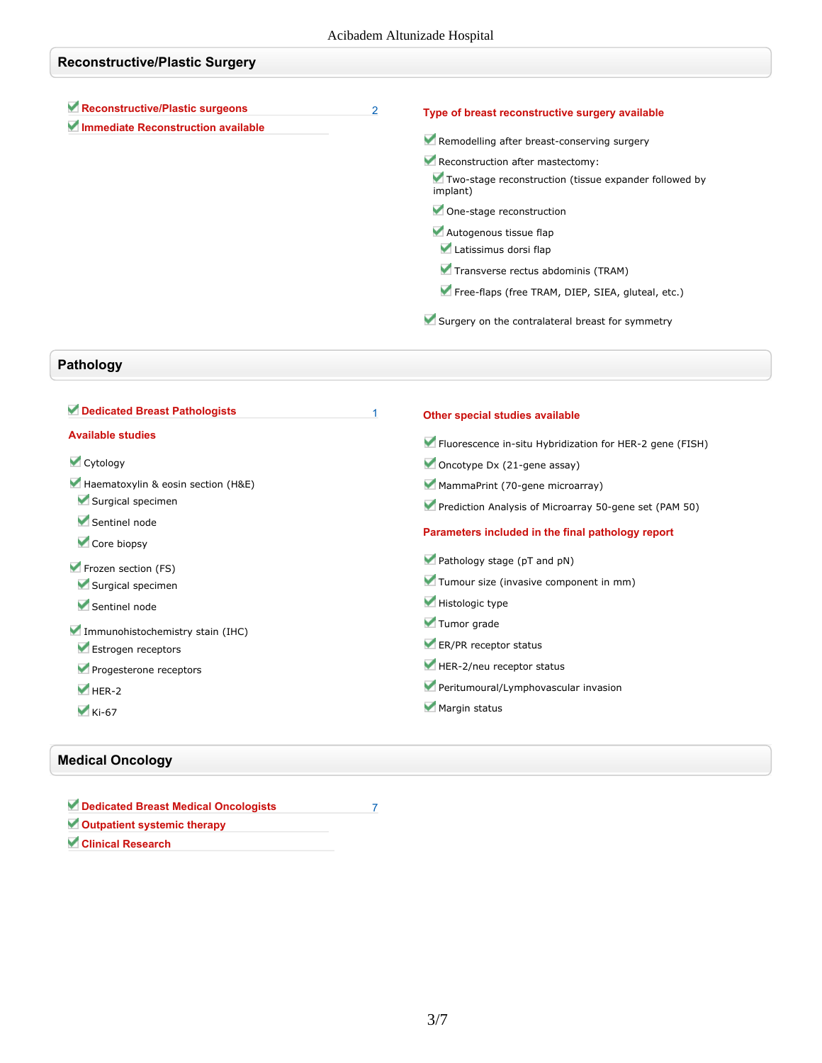## Reconstructive/Plastic Surgery

- ✓ **Reconstructive/Plastic surgeons** 2
- ✓ **Immediate Reconstruction available**

**Type of breast reconstructive surgery available**

- ✓ Remodelling after breast-conserving surgery
- ✓ Reconstruction after mastectomy:
  - ✓ Two-stage reconstruction (tissue expander followed by implant)
  - ✓ One-stage reconstruction
  - ✓ Autogenous tissue flap
    - ✓ Latissimus dorsi flap
    - ✓ Transverse rectus abdominis (TRAM)
    - ✓ Free-flaps (free TRAM, DIEP, SIEA, gluteal, etc.)
- ✓ Surgery on the contralateral breast for symmetry

## Pathology

- ✓ **Dedicated Breast Pathologists** 1

**Available studies**

- ✓ Cytology
- ✓ Haematoxylin & eosin section (H&E)
  - ✓ Surgical specimen
  - ✓ Sentinel node
  - ✓ Core biopsy
- ✓ Frozen section (FS)
  - ✓ Surgical specimen
  - ✓ Sentinel node
- ✓ Immunohistochemistry stain (IHC)
  - ✓ Estrogen receptors
  - ✓ Progesterone receptors
  - ✓ HER-2
  - ✓ Ki-67

**Other special studies available**

- ✓ Fluorescence in-situ Hybridization for HER-2 gene (FISH)
- ✓ Oncotype Dx (21-gene assay)
- ✓ MammaPrint (70-gene microarray)
- ✓ Prediction Analysis of Microarray 50-gene set (PAM 50)

**Parameters included in the final pathology report**

- ✓ Pathology stage (pT and pN)
- ✓ Tumour size (invasive component in mm)
- ✓ Histologic type
- ✓ Tumor grade
- ✓ ER/PR receptor status
- ✓ HER-2/neu receptor status
- ✓ Peritumoural/Lymphovascular invasion
- ✓ Margin status

## Medical Oncology

- ✓ **Dedicated Breast Medical Oncologists** 7
- ✓ **Outpatient systemic therapy**
- ✓ **Clinical Research**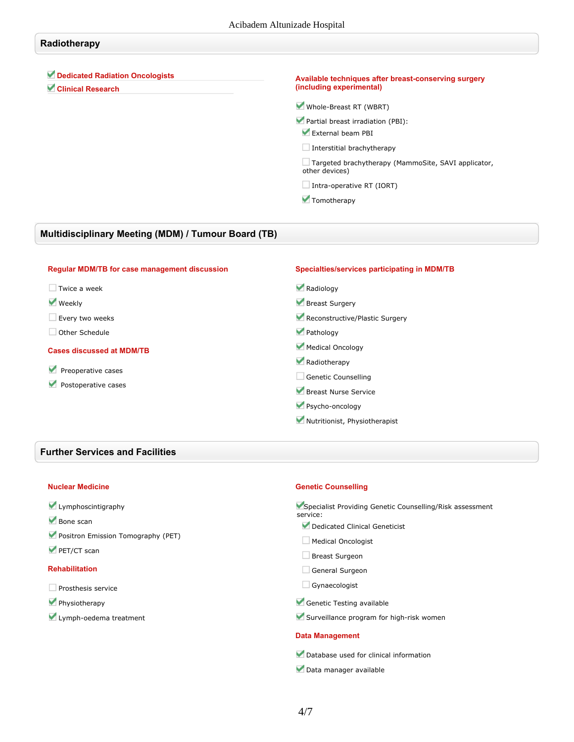## Radiotherapy

- [x] **Dedicated Radiation Oncologists**
- [x] **Clinical Research**

**Available techniques after breast-conserving surgery (including experimental)**

- [x] Whole-Breast RT (WBRT)
- [x] Partial breast irradiation (PBI):
  - [x] External beam PBI
  - [ ] Interstitial brachytherapy
  - [ ] Targeted brachytherapy (MammoSite, SAVI applicator, other devices)
  - [ ] Intra-operative RT (IORT)
  - [x] Tomotherapy

## Multidisciplinary Meeting (MDM) / Tumour Board (TB)

**Regular MDM/TB for case management discussion**

- [ ] Twice a week
- [x] Weekly
- [ ] Every two weeks
- [ ] Other Schedule

**Cases discussed at MDM/TB**

- [x] Preoperative cases
- [x] Postoperative cases

**Specialties/services participating in MDM/TB**

- [x] Radiology
- [x] Breast Surgery
- [x] Reconstructive/Plastic Surgery
- [x] Pathology
- [x] Medical Oncology
- [x] Radiotherapy
- [ ] Genetic Counselling
- [x] Breast Nurse Service
- [x] Psycho-oncology
- [x] Nutritionist, Physiotherapist

## Further Services and Facilities

**Nuclear Medicine**

- [x] Lymphoscintigraphy
- [x] Bone scan
- [x] Positron Emission Tomography (PET)
- [x] PET/CT scan

**Rehabilitation**

- [ ] Prosthesis service
- [x] Physiotherapy
- [x] Lymph-oedema treatment

**Genetic Counselling**

- [x] Specialist Providing Genetic Counselling/Risk assessment service:
  - [x] Dedicated Clinical Geneticist
  - [ ] Medical Oncologist
  - [ ] Breast Surgeon
  - [ ] General Surgeon
  - [ ] Gynaecologist
- [x] Genetic Testing available
- [x] Surveillance program for high-risk women

**Data Management**

- [x] Database used for clinical information
- [x] Data manager available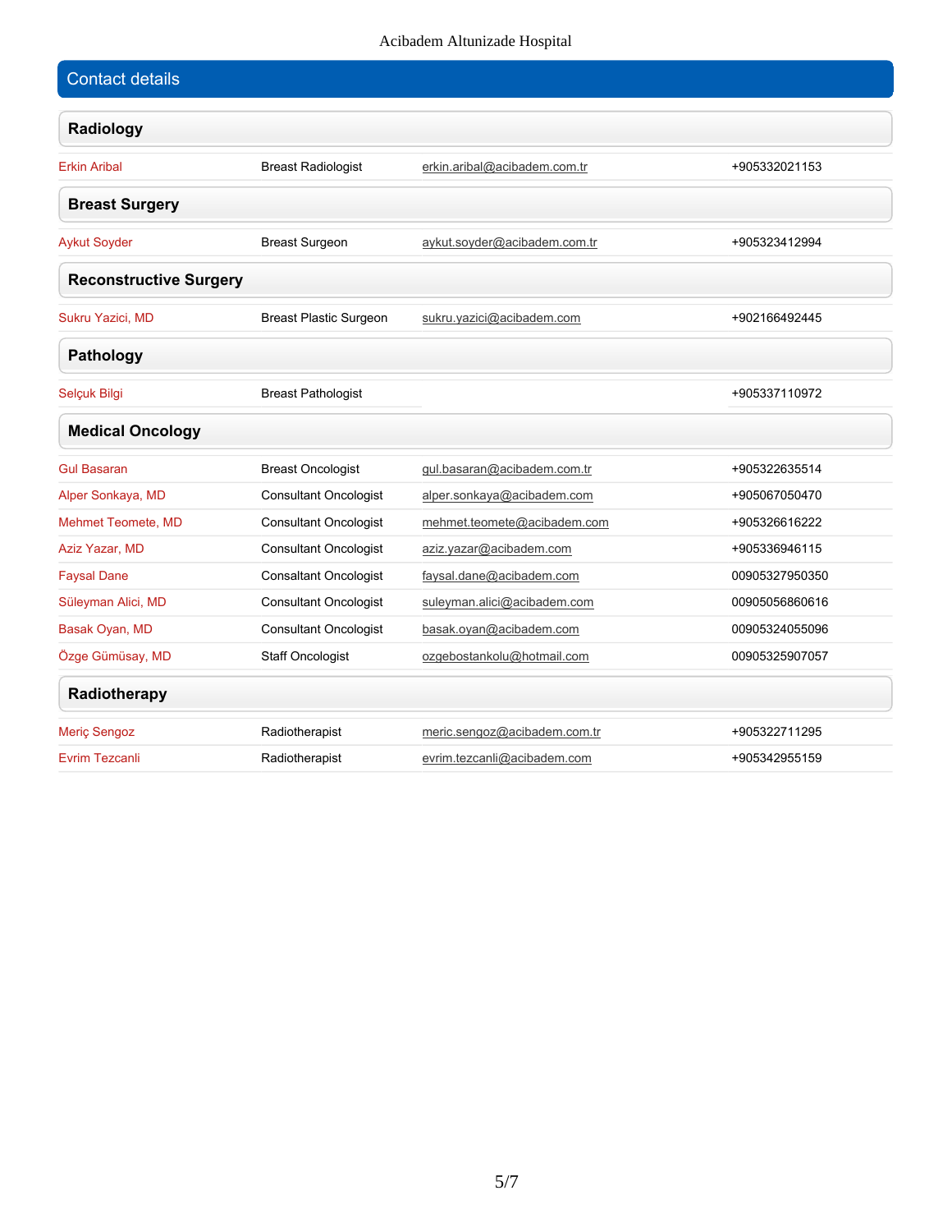## Contact details

### Radiology

| | | | |
|---|---|---|---|
| Erkin Aribal | Breast Radiologist | erkin.aribal@acibadem.com.tr | +905332021153 |

### Breast Surgery

| | | | |
|---|---|---|---|
| Aykut Soyder | Breast Surgeon | aykut.soyder@acibadem.com.tr | +905323412994 |

### Reconstructive Surgery

| | | | |
|---|---|---|---|
| Sukru Yazici, MD | Breast Plastic Surgeon | sukru.yazici@acibadem.com | +902166492445 |

### Pathology

| | | | |
|---|---|---|---|
| Selçuk Bilgi | Breast Pathologist | | +905337110972 |

### Medical Oncology

| | | | |
|---|---|---|---|
| Gul Basaran | Breast Oncologist | gul.basaran@acibadem.com.tr | +905322635514 |
| Alper Sonkaya, MD | Consultant Oncologist | alper.sonkaya@acibadem.com | +905067050470 |
| Mehmet Teomete, MD | Consultant Oncologist | mehmet.teomete@acibadem.com | +905326616222 |
| Aziz Yazar, MD | Consultant Oncologist | aziz.yazar@acibadem.com | +905336946115 |
| Faysal Dane | Consaltant Oncologist | faysal.dane@acibadem.com | 00905327950350 |
| Süleyman Alici, MD | Consultant Oncologist | suleyman.alici@acibadem.com | 00905056860616 |
| Basak Oyan, MD | Consultant Oncologist | basak.oyan@acibadem.com | 00905324055096 |
| Özge Gümüsay, MD | Staff Oncologist | ozgebostankolu@hotmail.com | 00905325907057 |

### Radiotherapy

| | | | |
|---|---|---|---|
| Meriç Sengoz | Radiotherapist | meric.sengoz@acibadem.com.tr | +905322711295 |
| Evrim Tezcanli | Radiotherapist | evrim.tezcanli@acibadem.com | +905342955159 |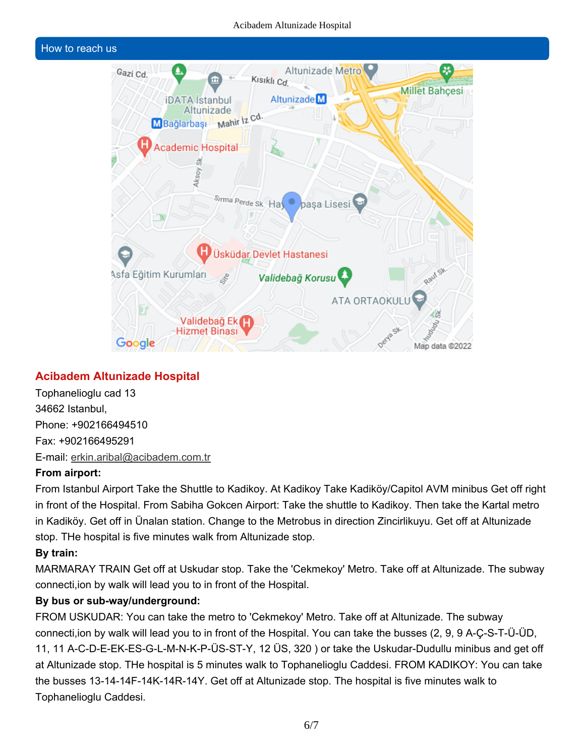## How to reach us

### Acibadem Altunizade Hospital

Tophanelioglu cad 13
34662 Istanbul,
Phone: +902166494510
Fax: +902166495291
E-mail: erkin.aribal@acibadem.com.tr

**From airport:**

From Istanbul Airport Take the Shuttle to Kadikoy. At Kadikoy Take Kadiköy/Capitol AVM minibus Get off right in front of the Hospital. From Sabiha Gokcen Airport: Take the shuttle to Kadikoy. Then take the Kartal metro in Kadiköy. Get off in Ünalan station. Change to the Metrobus in direction Zincirlikuyu. Get off at Altunizade stop. THe hospital is five minutes walk from Altunizade stop.

**By train:**

MARMARAY TRAIN Get off at Uskudar stop. Take the 'Cekmekoy' Metro. Take off at Altunizade. The subway connecti,ion by walk will lead you to in front of the Hospital.

**By bus or sub-way/underground:**

FROM USKUDAR: You can take the metro to 'Cekmekoy' Metro. Take off at Altunizade. The subway connecti,ion by walk will lead you to in front of the Hospital. You can take the busses (2, 9, 9 A-Ç-S-T-Ü-ÜD, 11, 11 A-C-D-E-EK-ES-G-L-M-N-K-P-ÜS-ST-Y, 12 ÜS, 320 ) or take the Uskudar-Dudullu minibus and get off at Altunizade stop. THe hospital is 5 minutes walk to Tophanelioglu Caddesi. FROM KADIKOY: You can take the busses 13-14-14F-14K-14R-14Y. Get off at Altunizade stop. The hospital is five minutes walk to Tophanelioglu Caddesi.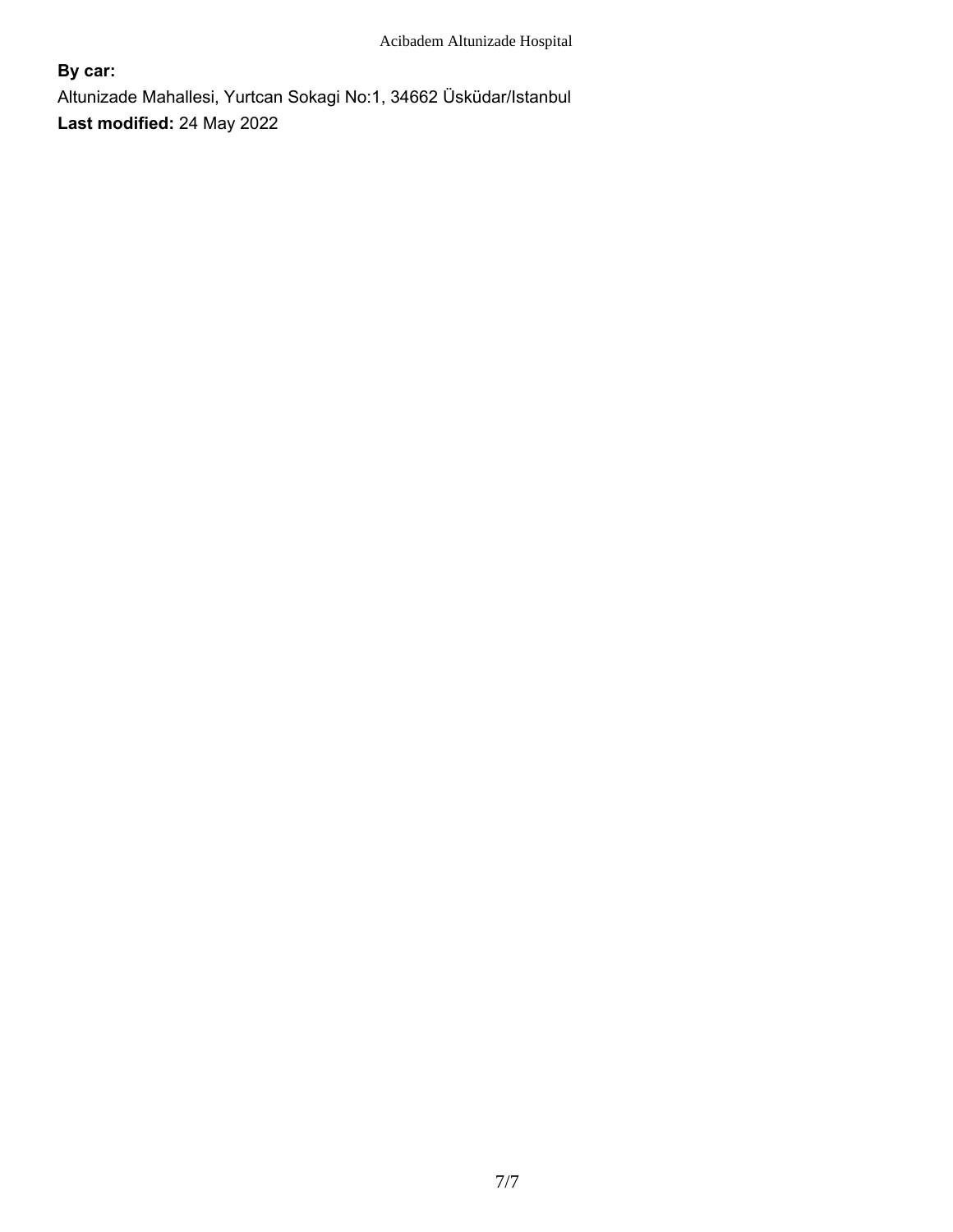**By car:**

Altunizade Mahallesi, Yurtcan Sokagi No:1, 34662 Üsküdar/Istanbul

**Last modified:** 24 May 2022